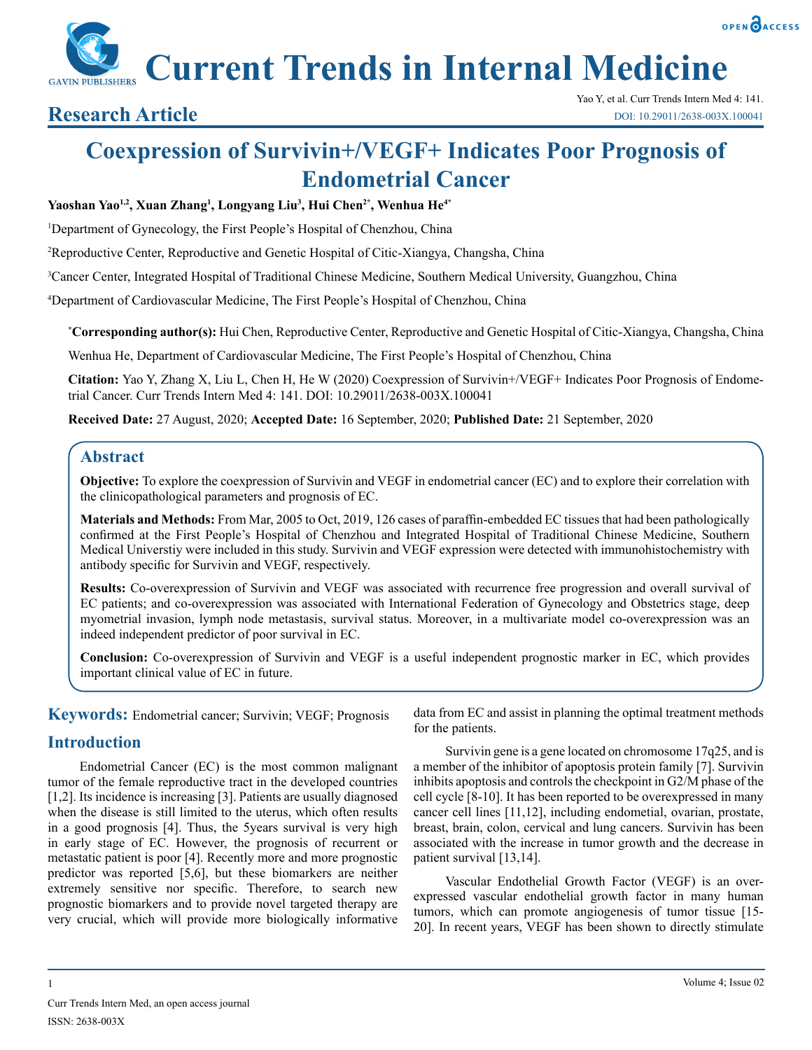# Coexpression of Survivin+/VEGF+ Indicates Poor Prognosis of Endometrial Cancer

**Yaoshan Yao[1,2], Xuan Zhang[1], Longyang Liu[3], Hui Chen[2*], Wenhua He[4*]**

[1]Department of Gynecology, the First People's Hospital of Chenzhou, China

[2]Reproductive Center, Reproductive and Genetic Hospital of Citic-Xiangya, Changsha, China

[3]Cancer Center, Integrated Hospital of Traditional Chinese Medicine, Southern Medical University, Guangzhou, China

[4]Department of Cardiovascular Medicine, The First People's Hospital of Chenzhou, China

**[*]Corresponding author(s):** Hui Chen, Reproductive Center, Reproductive and Genetic Hospital of Citic-Xiangya, Changsha, China

Wenhua He, Department of Cardiovascular Medicine, The First People's Hospital of Chenzhou, China

**Citation:** Yao Y, Zhang X, Liu L, Chen H, He W (2020) Coexpression of Survivin+/VEGF+ Indicates Poor Prognosis of Endometrial Cancer. Curr Trends Intern Med 4: 141. DOI: 10.29011/2638-003X.100041

**Received Date:** 27 August, 2020; **Accepted Date:** 16 September, 2020; **Published Date:** 21 September, 2020

## Abstract

**Objective:** To explore the coexpression of Survivin and VEGF in endometrial cancer (EC) and to explore their correlation with the clinicopathological parameters and prognosis of EC.

**Materials and Methods:** From Mar, 2005 to Oct, 2019, 126 cases of paraffin-embedded EC tissues that had been pathologically confirmed at the First People's Hospital of Chenzhou and Integrated Hospital of Traditional Chinese Medicine, Southern Medical Universtiy were included in this study. Survivin and VEGF expression were detected with immunohistochemistry with antibody specific for Survivin and VEGF, respectively.

**Results:** Co-overexpression of Survivin and VEGF was associated with recurrence free progression and overall survival of EC patients; and co-overexpression was associated with International Federation of Gynecology and Obstetrics stage, deep myometrial invasion, lymph node metastasis, survival status. Moreover, in a multivariate model co-overexpression was an indeed independent predictor of poor survival in EC.

**Conclusion:** Co-overexpression of Survivin and VEGF is a useful independent prognostic marker in EC, which provides important clinical value of EC in future.

## Keywords: Endometrial cancer; Survivin; VEGF; Prognosis

## Introduction

Endometrial Cancer (EC) is the most common malignant tumor of the female reproductive tract in the developed countries [1,2]. Its incidence is increasing [3]. Patients are usually diagnosed when the disease is still limited to the uterus, which often results in a good prognosis [4]. Thus, the 5years survival is very high in early stage of EC. However, the prognosis of recurrent or metastatic patient is poor [4]. Recently more and more prognostic predictor was reported [5,6], but these biomarkers are neither extremely sensitive nor specific. Therefore, to search new prognostic biomarkers and to provide novel targeted therapy are very crucial, which will provide more biologically informative data from EC and assist in planning the optimal treatment methods for the patients.

Survivin gene is a gene located on chromosome 17q25, and is a member of the inhibitor of apoptosis protein family [7]. Survivin inhibits apoptosis and controls the checkpoint in G2/M phase of the cell cycle [8-10]. It has been reported to be overexpressed in many cancer cell lines [11,12], including endometial, ovarian, prostate, breast, brain, colon, cervical and lung cancers. Survivin has been associated with the increase in tumor growth and the decrease in patient survival [13,14].

Vascular Endothelial Growth Factor (VEGF) is an overexpressed vascular endothelial growth factor in many human tumors, which can promote angiogenesis of tumor tissue [15-20]. In recent years, VEGF has been shown to directly stimulate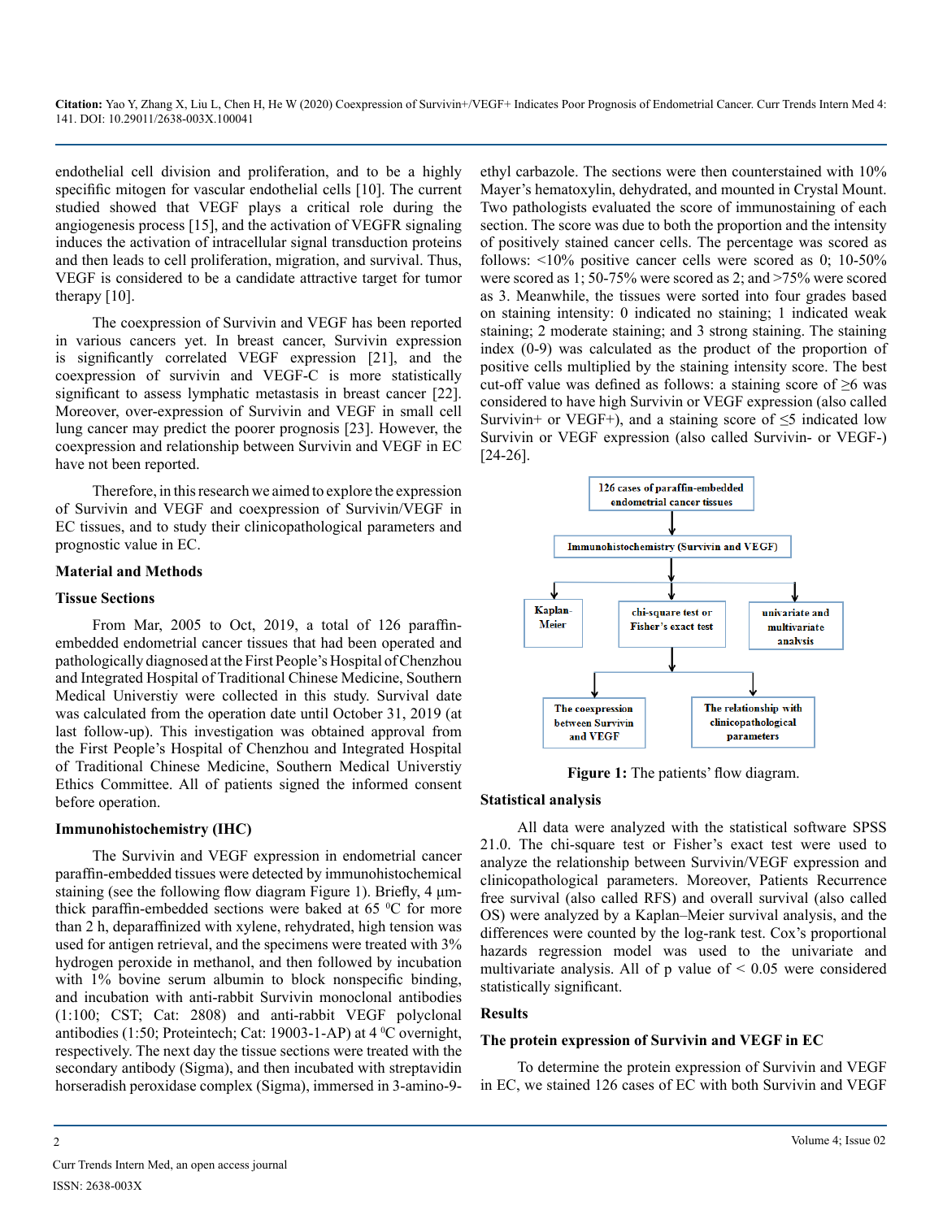endothelial cell division and proliferation, and to be a highly specific mitogen for vascular endothelial cells [10]. The current studied showed that VEGF plays a critical role during the angiogenesis process [15], and the activation of VEGFR signaling induces the activation of intracellular signal transduction proteins and then leads to cell proliferation, migration, and survival. Thus, VEGF is considered to be a candidate attractive target for tumor therapy [10].

The coexpression of Survivin and VEGF has been reported in various cancers yet. In breast cancer, Survivin expression is significantly correlated VEGF expression [21], and the coexpression of survivin and VEGF-C is more statistically significant to assess lymphatic metastasis in breast cancer [22]. Moreover, over-expression of Survivin and VEGF in small cell lung cancer may predict the poorer prognosis [23]. However, the coexpression and relationship between Survivin and VEGF in EC have not been reported.

Therefore, in this research we aimed to explore the expression of Survivin and VEGF and coexpression of Survivin/VEGF in EC tissues, and to study their clinicopathological parameters and prognostic value in EC.

## Material and Methods

### Tissue Sections

From Mar, 2005 to Oct, 2019, a total of 126 paraffin-embedded endometrial cancer tissues that had been operated and pathologically diagnosed at the First People's Hospital of Chenzhou and Integrated Hospital of Traditional Chinese Medicine, Southern Medical Universtiy were collected in this study. Survival date was calculated from the operation date until October 31, 2019 (at last follow-up). This investigation was obtained approval from the First People's Hospital of Chenzhou and Integrated Hospital of Traditional Chinese Medicine, Southern Medical Universtiy Ethics Committee. All of patients signed the informed consent before operation.

### Immunohistochemistry (IHC)

The Survivin and VEGF expression in endometrial cancer paraffin-embedded tissues were detected by immunohistochemical staining (see the following flow diagram Figure 1). Briefly, 4 μm-thick paraffin-embedded sections were baked at 65 $^0$C for more than 2 h, deparaffinized with xylene, rehydrated, high tension was used for antigen retrieval, and the specimens were treated with 3% hydrogen peroxide in methanol, and then followed by incubation with 1% bovine serum albumin to block nonspecific binding, and incubation with anti-rabbit Survivin monoclonal antibodies (1:100; CST; Cat: 2808) and anti-rabbit VEGF polyclonal antibodies (1:50; Proteintech; Cat: 19003-1-AP) at 4 $^0$C overnight, respectively. The next day the tissue sections were treated with the secondary antibody (Sigma), and then incubated with streptavidin horseradish peroxidase complex (Sigma), immersed in 3-amino-9-ethyl carbazole. The sections were then counterstained with 10% Mayer's hematoxylin, dehydrated, and mounted in Crystal Mount. Two pathologists evaluated the score of immunostaining of each section. The score was due to both the proportion and the intensity of positively stained cancer cells. The percentage was scored as follows: <10% positive cancer cells were scored as 0; 10-50% were scored as 1; 50-75% were scored as 2; and >75% were scored as 3. Meanwhile, the tissues were sorted into four grades based on staining intensity: 0 indicated no staining; 1 indicated weak staining; 2 moderate staining; and 3 strong staining. The staining index (0-9) was calculated as the product of the proportion of positive cells multiplied by the staining intensity score. The best cut-off value was defined as follows: a staining score of ≥6 was considered to have high Survivin or VEGF expression (also called Survivin+ or VEGF+), and a staining score of ≤5 indicated low Survivin or VEGF expression (also called Survivin- or VEGF-) [24-26].

126 cases of paraffin-embedded endometrial cancer tissues → Immunohistochemistry (Survivin and VEGF) → Kaplan-Meier; chi-square test or Fisher's exact test; univariate and multivariate analysis → The coexpression between Survivin and VEGF; The relationship with clinicopathological parameters

**Figure 1:** The patients' flow diagram.

### Statistical analysis

All data were analyzed with the statistical software SPSS 21.0. The chi-square test or Fisher's exact test were used to analyze the relationship between Survivin/VEGF expression and clinicopathological parameters. Moreover, Patients Recurrence free survival (also called RFS) and overall survival (also called OS) were analyzed by a Kaplan–Meier survival analysis, and the differences were counted by the log-rank test. Cox's proportional hazards regression model was used to the univariate and multivariate analysis. All of p value of < 0.05 were considered statistically significant.

## Results

### The protein expression of Survivin and VEGF in EC

To determine the protein expression of Survivin and VEGF in EC, we stained 126 cases of EC with both Survivin and VEGF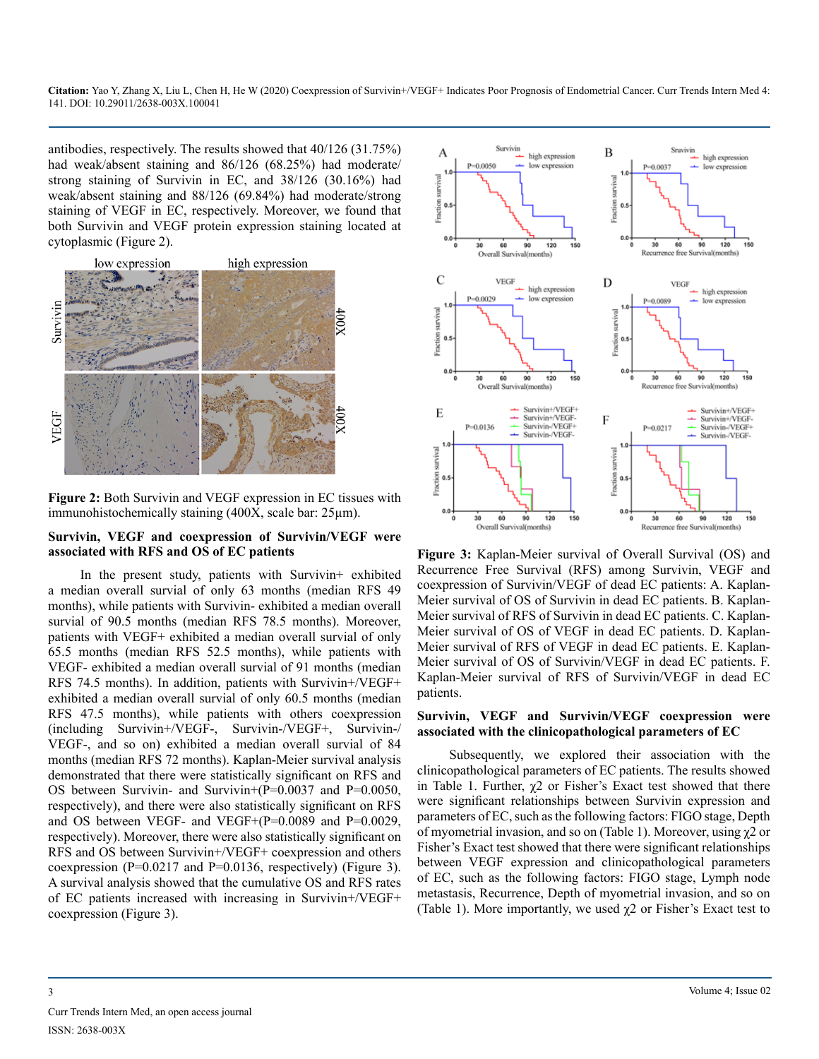antibodies, respectively. The results showed that 40/126 (31.75%) had weak/absent staining and 86/126 (68.25%) had moderate/strong staining of Survivin in EC, and 38/126 (30.16%) had weak/absent staining and 88/126 (69.84%) had moderate/strong staining of VEGF in EC, respectively. Moreover, we found that both Survivin and VEGF protein expression staining located at cytoplasmic (Figure 2).

**Figure 2:** Both Survivin and VEGF expression in EC tissues with immunohistochemically staining (400X, scale bar: 25μm).

**Survivin, VEGF and coexpression of Survivin/VEGF were associated with RFS and OS of EC patients**

In the present study, patients with Survivin+ exhibited a median overall survial of only 63 months (median RFS 49 months), while patients with Survivin- exhibited a median overall survial of 90.5 months (median RFS 78.5 months). Moreover, patients with VEGF+ exhibited a median overall survial of only 65.5 months (median RFS 52.5 months), while patients with VEGF- exhibited a median overall survial of 91 months (median RFS 74.5 months). In addition, patients with Survivin+/VEGF+ exhibited a median overall survial of only 60.5 months (median RFS 47.5 months), while patients with others coexpression (including Survivin+/VEGF-, Survivin-/VEGF+, Survivin-/VEGF-, and so on) exhibited a median overall survial of 84 months (median RFS 72 months). Kaplan-Meier survival analysis demonstrated that there were statistically significant on RFS and OS between Survivin- and Survivin+(P=0.0037 and P=0.0050, respectively), and there were also statistically significant on RFS and OS between VEGF- and VEGF+(P=0.0089 and P=0.0029, respectively). Moreover, there were also statistically significant on RFS and OS between Survivin+/VEGF+ coexpression and others coexpression (P=0.0217 and P=0.0136, respectively) (Figure 3). A survival analysis showed that the cumulative OS and RFS rates of EC patients increased with increasing in Survivin+/VEGF+ coexpression (Figure 3).

**Figure 3:** Kaplan-Meier survival of Overall Survival (OS) and Recurrence Free Survival (RFS) among Survivin, VEGF and coexpression of Survivin/VEGF of dead EC patients: A. Kaplan-Meier survival of OS of Survivin in dead EC patients. B. Kaplan-Meier survival of RFS of Survivin in dead EC patients. C. Kaplan-Meier survival of OS of VEGF in dead EC patients. D. Kaplan-Meier survival of RFS of VEGF in dead EC patients. E. Kaplan-Meier survival of OS of Survivin/VEGF in dead EC patients. F. Kaplan-Meier survival of RFS of Survivin/VEGF in dead EC patients.

**Survivin, VEGF and Survivin/VEGF coexpression were associated with the clinicopathological parameters of EC**

Subsequently, we explored their association with the clinicopathological parameters of EC patients. The results showed in Table 1. Further, $\chi 2$ or Fisher's Exact test showed that there were significant relationships between Survivin expression and parameters of EC, such as the following factors: FIGO stage, Depth of myometrial invasion, and so on (Table 1). Moreover, using $\chi 2$ or Fisher's Exact test showed that there were significant relationships between VEGF expression and clinicopathological parameters of EC, such as the following factors: FIGO stage, Lymph node metastasis, Recurrence, Depth of myometrial invasion, and so on (Table 1). More importantly, we used $\chi 2$ or Fisher's Exact test to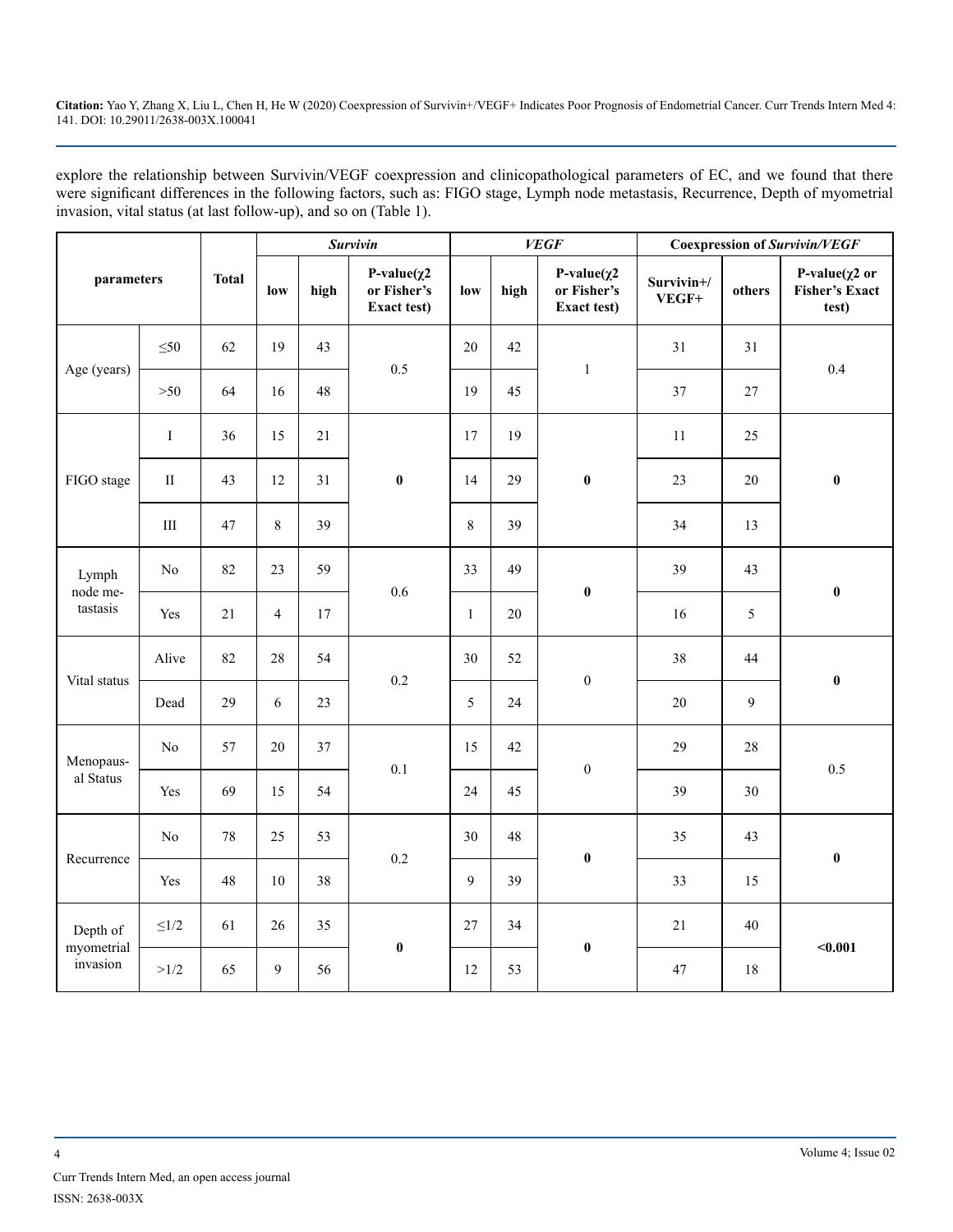explore the relationship between Survivin/VEGF coexpression and clinicopathological parameters of EC, and we found that there were significant differences in the following factors, such as: FIGO stage, Lymph node metastasis, Recurrence, Depth of myometrial invasion, vital status (at last follow-up), and so on (Table 1).

| parameters | | Total | *Survivin* | | | *VEGF* | | | Coexpression of *Survivin/VEGF* | | |
|---|---|---|---|---|---|---|---|---|---|---|---|
| | | | low | high | P-value($\chi^2$ or Fisher's Exact test) | low | high | P-value($\chi^2$ or Fisher's Exact test) | Survivin+/VEGF+ | others | P-value($\chi^2$ or Fisher's Exact test) |
| Age (years) | ≤50 | 62 | 19 | 43 | 0.5 | 20 | 42 | 1 | 31 | 31 | 0.4 |
| | >50 | 64 | 16 | 48 | | 19 | 45 | | 37 | 27 | |
| FIGO stage | I | 36 | 15 | 21 | **0** | 17 | 19 | **0** | 11 | 25 | **0** |
| | II | 43 | 12 | 31 | | 14 | 29 | | 23 | 20 | |
| | III | 47 | 8 | 39 | | 8 | 39 | | 34 | 13 | |
| Lymph node metastasis | No | 82 | 23 | 59 | 0.6 | 33 | 49 | **0** | 39 | 43 | **0** |
| | Yes | 21 | 4 | 17 | | 1 | 20 | | 16 | 5 | |
| Vital status | Alive | 82 | 28 | 54 | 0.2 | 30 | 52 | 0 | 38 | 44 | **0** |
| | Dead | 29 | 6 | 23 | | 5 | 24 | | 20 | 9 | |
| Menopausal Status | No | 57 | 20 | 37 | 0.1 | 15 | 42 | 0 | 29 | 28 | 0.5 |
| | Yes | 69 | 15 | 54 | | 24 | 45 | | 39 | 30 | |
| Recurrence | No | 78 | 25 | 53 | 0.2 | 30 | 48 | **0** | 35 | 43 | **0** |
| | Yes | 48 | 10 | 38 | | 9 | 39 | | 33 | 15 | |
| Depth of myometrial invasion | ≤1/2 | 61 | 26 | 35 | **0** | 27 | 34 | **0** | 21 | 40 | **<0.001** |
| | >1/2 | 65 | 9 | 56 | | 12 | 53 | | 47 | 18 | |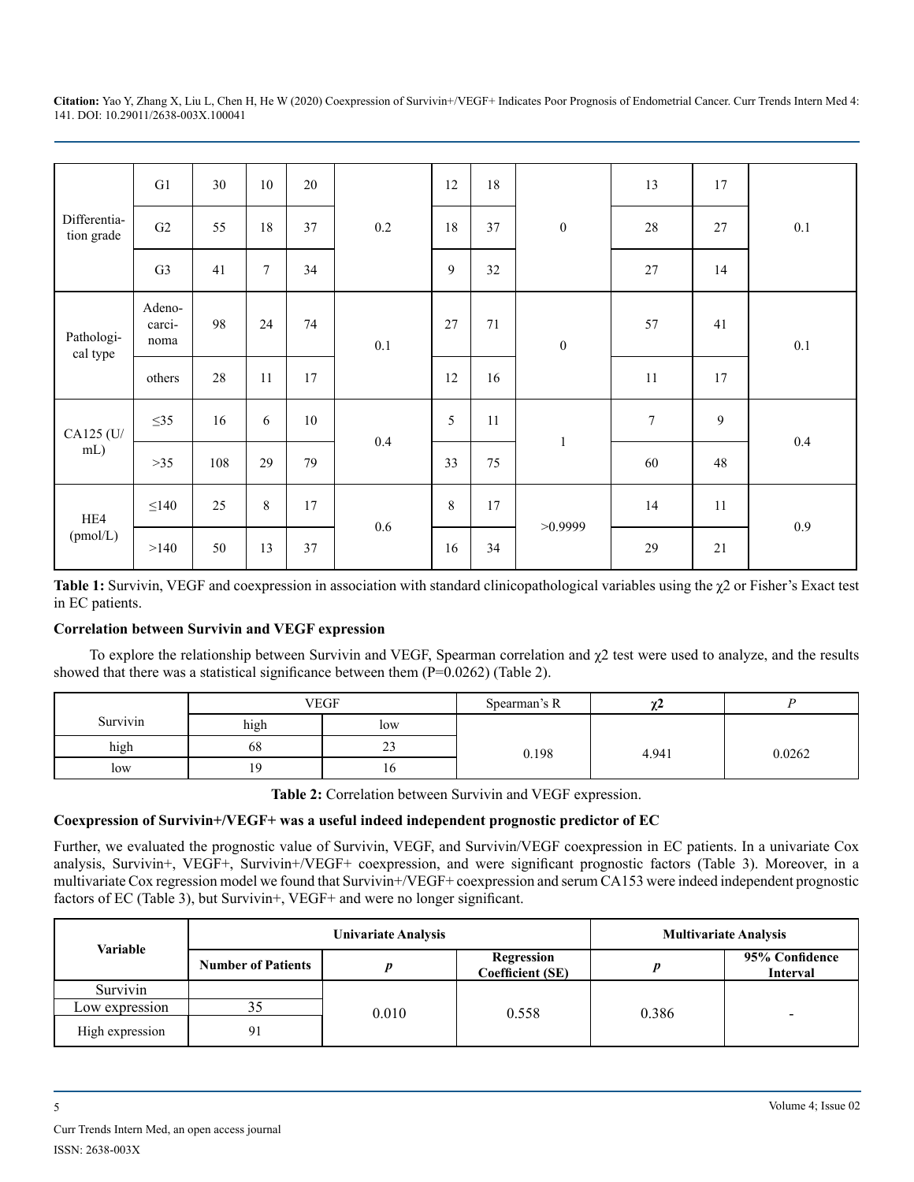| | | | | | | | | | | | |
|---|---|---|---|---|---|---|---|---|---|---|---|
| Differentiation grade | G1 | 30 | 10 | 20 | 0.2 | 12 | 18 | 0 | 13 | 17 | 0.1 |
| | G2 | 55 | 18 | 37 | | 18 | 37 | | 28 | 27 | |
| | G3 | 41 | 7 | 34 | | 9 | 32 | | 27 | 14 | |
| Pathological type | Adenocarcinoma | 98 | 24 | 74 | 0.1 | 27 | 71 | 0 | 57 | 41 | 0.1 |
| | others | 28 | 11 | 17 | | 12 | 16 | | 11 | 17 | |
| CA125 (U/mL) | ≤35 | 16 | 6 | 10 | 0.4 | 5 | 11 | 1 | 7 | 9 | 0.4 |
| | >35 | 108 | 29 | 79 | | 33 | 75 | | 60 | 48 | |
| HE4 (pmol/L) | ≤140 | 25 | 8 | 17 | 0.6 | 8 | 17 | >0.9999 | 14 | 11 | 0.9 |
| | >140 | 50 | 13 | 37 | | 16 | 34 | | 29 | 21 | |

**Table 1:** Survivin, VEGF and coexpression in association with standard clinicopathological variables using the $\chi2$ or Fisher's Exact test in EC patients.

### Correlation between Survivin and VEGF expression

To explore the relationship between Survivin and VEGF, Spearman correlation and $\chi2$ test were used to analyze, and the results showed that there was a statistical significance between them (P=0.0262) (Table 2).

| | VEGF | | Spearman's R | $\chi2$ | $P$ |
|---|---|---|---|---|---|
| Survivin | high | low | | | |
| high | 68 | 23 | 0.198 | 4.941 | 0.0262 |
| low | 19 | 16 | | | |

**Table 2:** Correlation between Survivin and VEGF expression.

### Coexpression of Survivin+/VEGF+ was a useful indeed independent prognostic predictor of EC

Further, we evaluated the prognostic value of Survivin, VEGF, and Survivin/VEGF coexpression in EC patients. In a univariate Cox analysis, Survivin+, VEGF+, Survivin+/VEGF+ coexpression, and were significant prognostic factors (Table 3). Moreover, in a multivariate Cox regression model we found that Survivin+/VEGF+ coexpression and serum CA153 were indeed independent prognostic factors of EC (Table 3), but Survivin+, VEGF+ and were no longer significant.

| Variable | Univariate Analysis | | | Multivariate Analysis | |
|---|---|---|---|---|---|
| | Number of Patients | $p$ | Regression Coefficient (SE) | $p$ | 95% Confidence Interval |
| Survivin | | 0.010 | 0.558 | 0.386 | - |
| Low expression | 35 | | | | |
| High expression | 91 | | | | |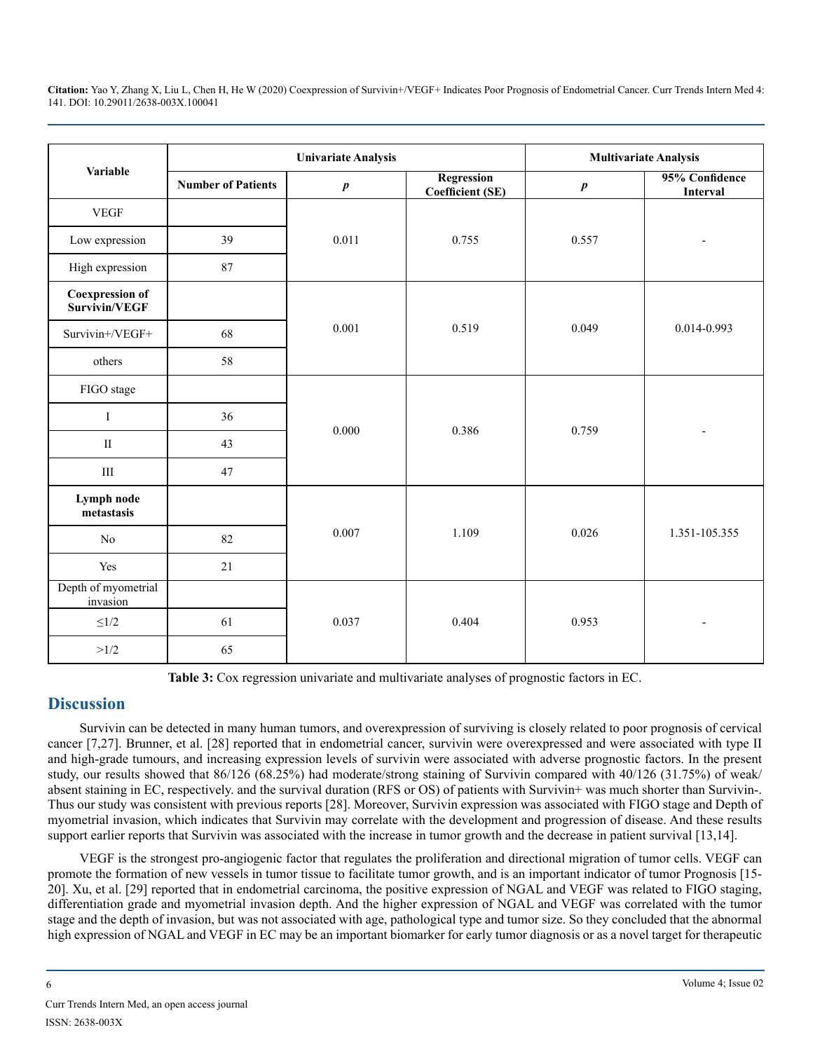| Variable | Univariate Analysis | | | Multivariate Analysis | |
|---|---|---|---|---|---|
| | Number of Patients | $p$ | Regression Coefficient (SE) | $p$ | 95% Confidence Interval |
| VEGF | | 0.011 | 0.755 | 0.557 | - |
| Low expression | 39 | | | | |
| High expression | 87 | | | | |
| **Coexpression of Survivin/VEGF** | | 0.001 | 0.519 | 0.049 | 0.014-0.993 |
| Survivin+/VEGF+ | 68 | | | | |
| others | 58 | | | | |
| FIGO stage | | 0.000 | 0.386 | 0.759 | - |
| I | 36 | | | | |
| II | 43 | | | | |
| III | 47 | | | | |
| **Lymph node metastasis** | | 0.007 | 1.109 | 0.026 | 1.351-105.355 |
| No | 82 | | | | |
| Yes | 21 | | | | |
| Depth of myometrial invasion | | 0.037 | 0.404 | 0.953 | - |
| ≤1/2 | 61 | | | | |
| >1/2 | 65 | | | | |

**Table 3:** Cox regression univariate and multivariate analyses of prognostic factors in EC.

## Discussion

Survivin can be detected in many human tumors, and overexpression of surviving is closely related to poor prognosis of cervical cancer [7,27]. Brunner, et al. [28] reported that in endometrial cancer, survivin were overexpressed and were associated with type II and high-grade tumours, and increasing expression levels of survivin were associated with adverse prognostic factors. In the present study, our results showed that 86/126 (68.25%) had moderate/strong staining of Survivin compared with 40/126 (31.75%) of weak/absent staining in EC, respectively. and the survival duration (RFS or OS) of patients with Survivin+ was much shorter than Survivin-. Thus our study was consistent with previous reports [28]. Moreover, Survivin expression was associated with FIGO stage and Depth of myometrial invasion, which indicates that Survivin may correlate with the development and progression of disease. And these results support earlier reports that Survivin was associated with the increase in tumor growth and the decrease in patient survival [13,14].

VEGF is the strongest pro-angiogenic factor that regulates the proliferation and directional migration of tumor cells. VEGF can promote the formation of new vessels in tumor tissue to facilitate tumor growth, and is an important indicator of tumor Prognosis [15-20]. Xu, et al. [29] reported that in endometrial carcinoma, the positive expression of NGAL and VEGF was related to FIGO staging, differentiation grade and myometrial invasion depth. And the higher expression of NGAL and VEGF was correlated with the tumor stage and the depth of invasion, but was not associated with age, pathological type and tumor size. So they concluded that the abnormal high expression of NGAL and VEGF in EC may be an important biomarker for early tumor diagnosis or as a novel target for therapeutic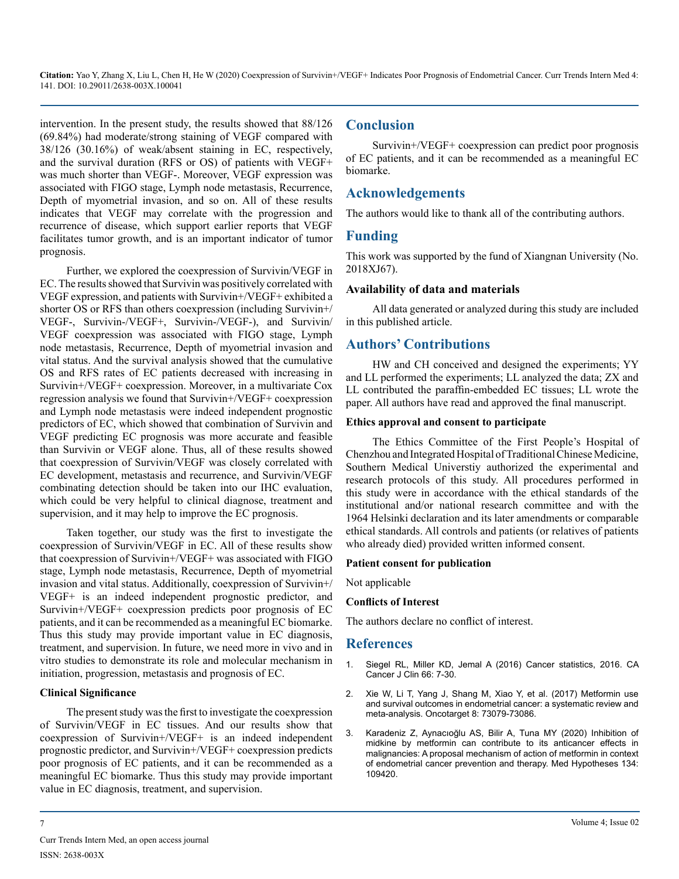intervention. In the present study, the results showed that 88/126 (69.84%) had moderate/strong staining of VEGF compared with 38/126 (30.16%) of weak/absent staining in EC, respectively, and the survival duration (RFS or OS) of patients with VEGF+ was much shorter than VEGF-. Moreover, VEGF expression was associated with FIGO stage, Lymph node metastasis, Recurrence, Depth of myometrial invasion, and so on. All of these results indicates that VEGF may correlate with the progression and recurrence of disease, which support earlier reports that VEGF facilitates tumor growth, and is an important indicator of tumor prognosis.

Further, we explored the coexpression of Survivin/VEGF in EC. The results showed that Survivin was positively correlated with VEGF expression, and patients with Survivin+/VEGF+ exhibited a shorter OS or RFS than others coexpression (including Survivin+/VEGF-, Survivin-/VEGF+, Survivin-/VEGF-), and Survivin/VEGF coexpression was associated with FIGO stage, Lymph node metastasis, Recurrence, Depth of myometrial invasion and vital status. And the survival analysis showed that the cumulative OS and RFS rates of EC patients decreased with increasing in Survivin+/VEGF+ coexpression. Moreover, in a multivariate Cox regression analysis we found that Survivin+/VEGF+ coexpression and Lymph node metastasis were indeed independent prognostic predictors of EC, which showed that combination of Survivin and VEGF predicting EC prognosis was more accurate and feasible than Survivin or VEGF alone. Thus, all of these results showed that coexpression of Survivin/VEGF was closely correlated with EC development, metastasis and recurrence, and Survivin/VEGF combinating detection should be taken into our IHC evaluation, which could be very helpful to clinical diagnose, treatment and supervision, and it may help to improve the EC prognosis.

Taken together, our study was the first to investigate the coexpression of Survivin/VEGF in EC. All of these results show that coexpression of Survivin+/VEGF+ was associated with FIGO stage, Lymph node metastasis, Recurrence, Depth of myometrial invasion and vital status. Additionally, coexpression of Survivin+/VEGF+ is an indeed independent prognostic predictor, and Survivin+/VEGF+ coexpression predicts poor prognosis of EC patients, and it can be recommended as a meaningful EC biomarke. Thus this study may provide important value in EC diagnosis, treatment, and supervision. In future, we need more in vivo and in vitro studies to demonstrate its role and molecular mechanism in initiation, progression, metastasis and prognosis of EC.

**Clinical Significance**

The present study was the first to investigate the coexpression of Survivin/VEGF in EC tissues. And our results show that coexpression of Survivin+/VEGF+ is an indeed independent prognostic predictor, and Survivin+/VEGF+ coexpression predicts poor prognosis of EC patients, and it can be recommended as a meaningful EC biomarke. Thus this study may provide important value in EC diagnosis, treatment, and supervision.

## Conclusion

Survivin+/VEGF+ coexpression can predict poor prognosis of EC patients, and it can be recommended as a meaningful EC biomarke.

## Acknowledgements

The authors would like to thank all of the contributing authors.

## Funding

This work was supported by the fund of Xiangnan University (No. 2018XJ67).

**Availability of data and materials**

All data generated or analyzed during this study are included in this published article.

## Authors' Contributions

HW and CH conceived and designed the experiments; YY and LL performed the experiments; LL analyzed the data; ZX and LL contributed the paraffin-embedded EC tissues; LL wrote the paper. All authors have read and approved the final manuscript.

**Ethics approval and consent to participate**

The Ethics Committee of the First People's Hospital of Chenzhou and Integrated Hospital of Traditional Chinese Medicine, Southern Medical Universtiy authorized the experimental and research protocols of this study. All procedures performed in this study were in accordance with the ethical standards of the institutional and/or national research committee and with the 1964 Helsinki declaration and its later amendments or comparable ethical standards. All controls and patients (or relatives of patients who already died) provided written informed consent.

**Patient consent for publication**

Not applicable

**Conflicts of Interest**

The authors declare no conflict of interest.

## References

1. Siegel RL, Miller KD, Jemal A (2016) Cancer statistics, 2016. CA Cancer J Clin 66: 7-30.
2. Xie W, Li T, Yang J, Shang M, Xiao Y, et al. (2017) Metformin use and survival outcomes in endometrial cancer: a systematic review and meta-analysis. Oncotarget 8: 73079-73086.
3. Karadeniz Z, Aynacıoğlu AS, Bilir A, Tuna MY (2020) Inhibition of midkine by metformin can contribute to its anticancer effects in malignancies: A proposal mechanism of action of metformin in context of endometrial cancer prevention and therapy. Med Hypotheses 134: 109420.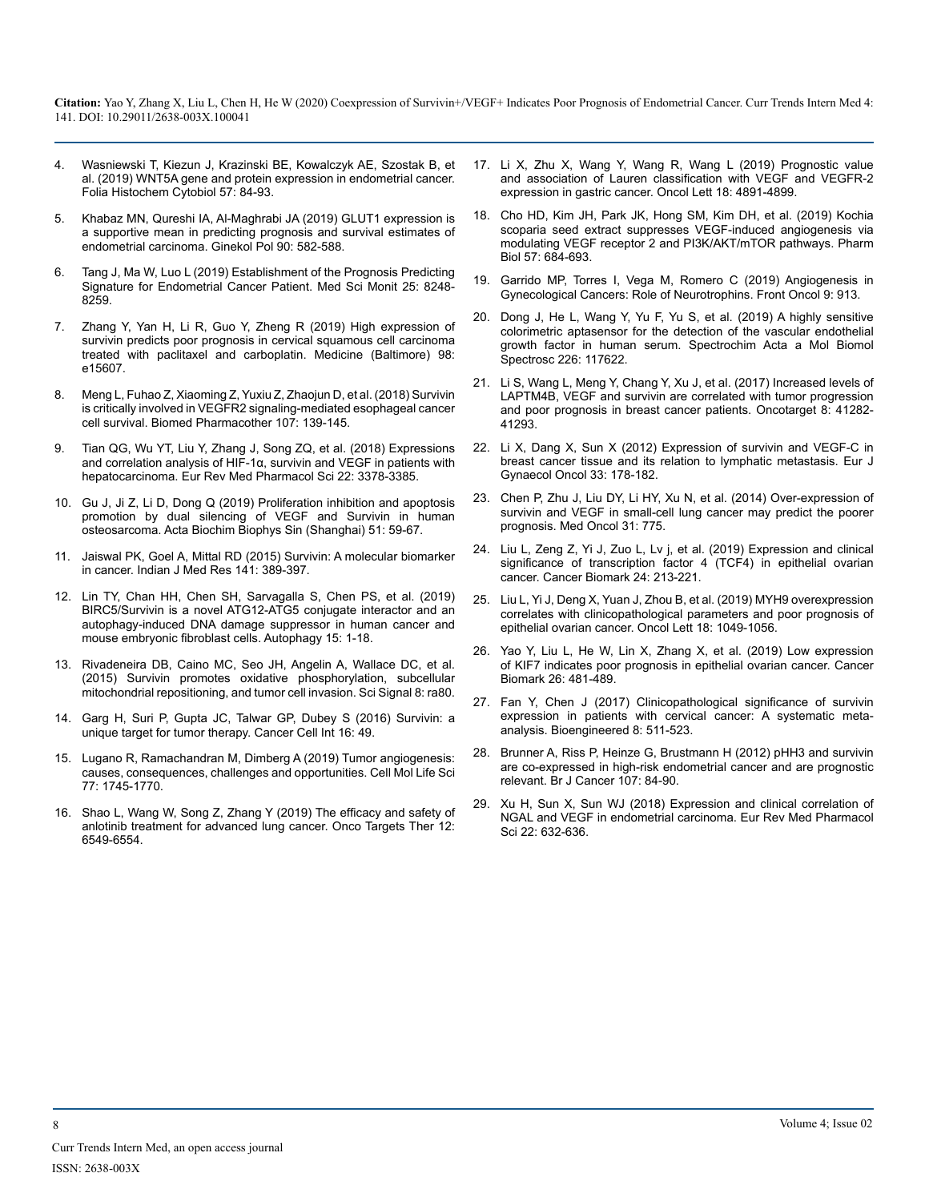4. Wasniewski T, Kiezun J, Krazinski BE, Kowalczyk AE, Szostak B, et al. (2019) WNT5A gene and protein expression in endometrial cancer. Folia Histochem Cytobiol 57: 84-93.

5. Khabaz MN, Qureshi IA, Al-Maghrabi JA (2019) GLUT1 expression is a supportive mean in predicting prognosis and survival estimates of endometrial carcinoma. Ginekol Pol 90: 582-588.

6. Tang J, Ma W, Luo L (2019) Establishment of the Prognosis Predicting Signature for Endometrial Cancer Patient. Med Sci Monit 25: 8248-8259.

7. Zhang Y, Yan H, Li R, Guo Y, Zheng R (2019) High expression of survivin predicts poor prognosis in cervical squamous cell carcinoma treated with paclitaxel and carboplatin. Medicine (Baltimore) 98: e15607.

8. Meng L, Fuhao Z, Xiaoming Z, Yuxiu Z, Zhaojun D, et al. (2018) Survivin is critically involved in VEGFR2 signaling-mediated esophageal cancer cell survival. Biomed Pharmacother 107: 139-145.

9. Tian QG, Wu YT, Liu Y, Zhang J, Song ZQ, et al. (2018) Expressions and correlation analysis of HIF-1α, survivin and VEGF in patients with hepatocarcinoma. Eur Rev Med Pharmacol Sci 22: 3378-3385.

10. Gu J, Ji Z, Li D, Dong Q (2019) Proliferation inhibition and apoptosis promotion by dual silencing of VEGF and Survivin in human osteosarcoma. Acta Biochim Biophys Sin (Shanghai) 51: 59-67.

11. Jaiswal PK, Goel A, Mittal RD (2015) Survivin: A molecular biomarker in cancer. Indian J Med Res 141: 389-397.

12. Lin TY, Chan HH, Chen SH, Sarvagalla S, Chen PS, et al. (2019) BIRC5/Survivin is a novel ATG12-ATG5 conjugate interactor and an autophagy-induced DNA damage suppressor in human cancer and mouse embryonic fibroblast cells. Autophagy 15: 1-18.

13. Rivadeneira DB, Caino MC, Seo JH, Angelin A, Wallace DC, et al. (2015) Survivin promotes oxidative phosphorylation, subcellular mitochondrial repositioning, and tumor cell invasion. Sci Signal 8: ra80.

14. Garg H, Suri P, Gupta JC, Talwar GP, Dubey S (2016) Survivin: a unique target for tumor therapy. Cancer Cell Int 16: 49.

15. Lugano R, Ramachandran M, Dimberg A (2019) Tumor angiogenesis: causes, consequences, challenges and opportunities. Cell Mol Life Sci 77: 1745-1770.

16. Shao L, Wang W, Song Z, Zhang Y (2019) The efficacy and safety of anlotinib treatment for advanced lung cancer. Onco Targets Ther 12: 6549-6554.

17. Li X, Zhu X, Wang Y, Wang R, Wang L (2019) Prognostic value and association of Lauren classification with VEGF and VEGFR-2 expression in gastric cancer. Oncol Lett 18: 4891-4899.

18. Cho HD, Kim JH, Park JK, Hong SM, Kim DH, et al. (2019) Kochia scoparia seed extract suppresses VEGF-induced angiogenesis via modulating VEGF receptor 2 and PI3K/AKT/mTOR pathways. Pharm Biol 57: 684-693.

19. Garrido MP, Torres I, Vega M, Romero C (2019) Angiogenesis in Gynecological Cancers: Role of Neurotrophins. Front Oncol 9: 913.

20. Dong J, He L, Wang Y, Yu F, Yu S, et al. (2019) A highly sensitive colorimetric aptasensor for the detection of the vascular endothelial growth factor in human serum. Spectrochim Acta a Mol Biomol Spectrosc 226: 117622.

21. Li S, Wang L, Meng Y, Chang Y, Xu J, et al. (2017) Increased levels of LAPTM4B, VEGF and survivin are correlated with tumor progression and poor prognosis in breast cancer patients. Oncotarget 8: 41282-41293.

22. Li X, Dang X, Sun X (2012) Expression of survivin and VEGF-C in breast cancer tissue and its relation to lymphatic metastasis. Eur J Gynaecol Oncol 33: 178-182.

23. Chen P, Zhu J, Liu DY, Li HY, Xu N, et al. (2014) Over-expression of survivin and VEGF in small-cell lung cancer may predict the poorer prognosis. Med Oncol 31: 775.

24. Liu L, Zeng Z, Yi J, Zuo L, Lv j, et al. (2019) Expression and clinical significance of transcription factor 4 (TCF4) in epithelial ovarian cancer. Cancer Biomark 24: 213-221.

25. Liu L, Yi J, Deng X, Yuan J, Zhou B, et al. (2019) MYH9 overexpression correlates with clinicopathological parameters and poor prognosis of epithelial ovarian cancer. Oncol Lett 18: 1049-1056.

26. Yao Y, Liu L, He W, Lin X, Zhang X, et al. (2019) Low expression of KIF7 indicates poor prognosis in epithelial ovarian cancer. Cancer Biomark 26: 481-489.

27. Fan Y, Chen J (2017) Clinicopathological significance of survivin expression in patients with cervical cancer: A systematic meta-analysis. Bioengineered 8: 511-523.

28. Brunner A, Riss P, Heinze G, Brustmann H (2012) pHH3 and survivin are co-expressed in high-risk endometrial cancer and are prognostic relevant. Br J Cancer 107: 84-90.

29. Xu H, Sun X, Sun WJ (2018) Expression and clinical correlation of NGAL and VEGF in endometrial carcinoma. Eur Rev Med Pharmacol Sci 22: 632-636.